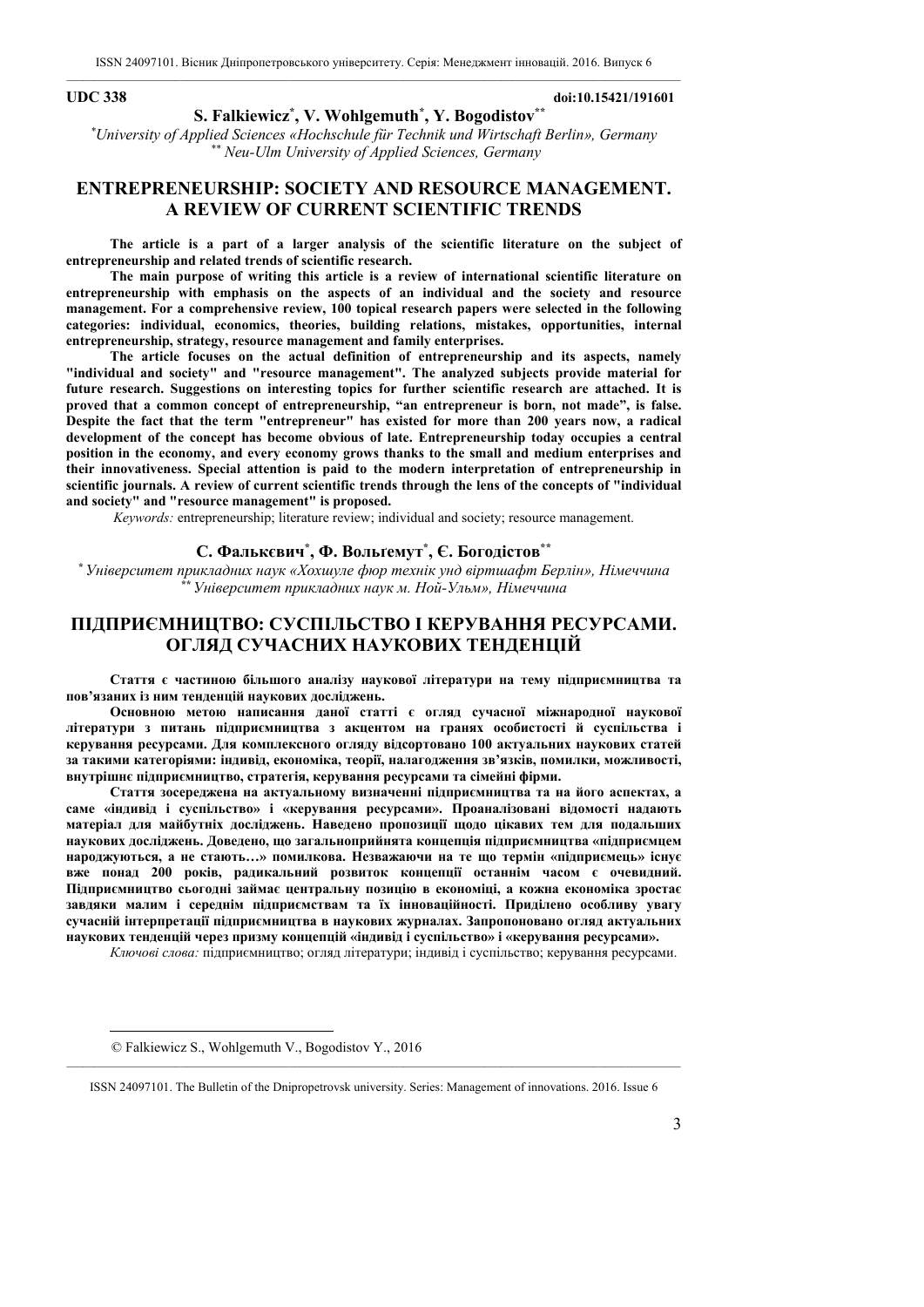**UDC 338** **doi:10.15421/191601**

**S. Falkiewicz[*], V. Wohlgemuth[*], Y. Bogodistov[**]**

*[*]University of Applied Sciences «Hochschule für Technik und Wirtschaft Berlin», Germany*
*[**] Neu-Ulm University of Applied Sciences, Germany*

# ENTREPRENEURSHIP: SOCIETY AND RESOURCE MANAGEMENT. A REVIEW OF CURRENT SCIENTIFIC TRENDS

**The article is a part of a larger analysis of the scientific literature on the subject of entrepreneurship and related trends of scientific research.**

**The main purpose of writing this article is a review of international scientific literature on entrepreneurship with emphasis on the aspects of an individual and the society and resource management. For a comprehensive review, 100 topical research papers were selected in the following categories: individual, economics, theories, building relations, mistakes, opportunities, internal entrepreneurship, strategy, resource management and family enterprises.**

**The article focuses on the actual definition of entrepreneurship and its aspects, namely "individual and society" and "resource management". The analyzed subjects provide material for future research. Suggestions on interesting topics for further scientific research are attached. It is proved that a common concept of entrepreneurship, "an entrepreneur is born, not made", is false. Despite the fact that the term "entrepreneur" has existed for more than 200 years now, a radical development of the concept has become obvious of late. Entrepreneurship today occupies a central position in the economy, and every economy grows thanks to the small and medium enterprises and their innovativeness. Special attention is paid to the modern interpretation of entrepreneurship in scientific journals. A review of current scientific trends through the lens of the concepts of "individual and society" and "resource management" is proposed.**

*Keywords:* entrepreneurship; literature review; individual and society; resource management.

**С. Фалькєвич[*], Ф. Вольґемут[*], Є. Богодістов[**]**

*[*] Університет прикладних наук «Хохшуле фюр технік унд віртшафт Берлін», Німеччина*
*[**] Університет прикладних наук м. Ной-Ульм», Німеччина*

# ПІДПРИЄМНИЦТВО: СУСПІЛЬСТВО І КЕРУВАННЯ РЕСУРСАМИ. ОГЛЯД СУЧАСНИХ НАУКОВИХ ТЕНДЕНЦІЙ

**Стаття є частиною більшого аналізу наукової літератури на тему підприємництва та пов'язаних із ним тенденцій наукових досліджень.**

**Основною метою написання даної статті є огляд сучасної міжнародної наукової літератури з питань підприємництва з акцентом на гранях особистості й суспільства і керування ресурсами. Для комплексного огляду відсортовано 100 актуальних наукових статей за такими категоріями: індивід, економіка, теорії, налагодження зв'язків, помилки, можливості, внутрішнє підприємництво, стратегія, керування ресурсами та сімейні фірми.**

**Стаття зосереджена на актуальному визначенні підприємництва та на його аспектах, а саме «індивід і суспільство» і «керування ресурсами». Проаналізовані відомості надають матеріал для майбутніх досліджень. Наведено пропозиції щодо цікавих тем для подальших наукових досліджень. Доведено, що загальноприйнята концепція підприємництва «підприємцем народжуються, а не стають…» помилкова. Незважаючи на те що термін «підприємець» існує вже понад 200 років, радикальний розвиток концепції останнім часом є очевидний. Підприємництво сьогодні займає центральну позицію в економіці, а кожна економіка зростає завдяки малим і середнім підприємствам та їх інноваційності. Приділено особливу увагу сучасній інтерпретації підприємництва в наукових журналах. Запропоновано огляд актуальних наукових тенденцій через призму концепцій «індивід і суспільство» і «керування ресурсами».**

*Ключові слова:* підприємництво; огляд літератури; індивід і суспільство; керування ресурсами.

© Falkiewicz S., Wohlgemuth V., Bogodistov Y., 2016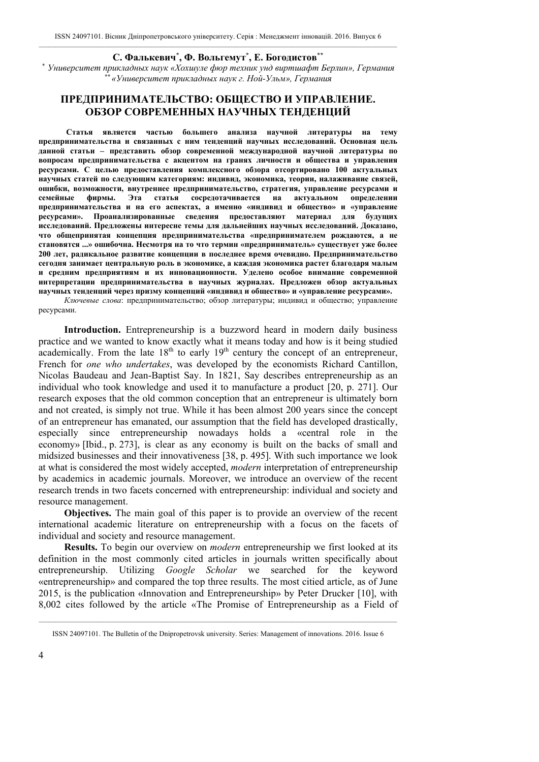**С. Фалькевич**[*]**, Ф. Вольгемут**[*]**, Е. Богодистов**[**]

[*] *Университет прикладных наук «Хохшуле фюр техник унд виртшафт Берлин», Германия*
[**] *«Университет прикладных наук г. Ной-Ульм», Германия*

# ПРЕДПРИНИМАТЕЛЬСТВО: ОБЩЕСТВО И УПРАВЛЕНИЕ. ОБЗОР СОВРЕМЕННЫХ НАУЧНЫХ ТЕНДЕНЦИЙ

**Статья является частью большего анализа научной литературы на тему предпринимательства и связанных с ним тенденций научных исследований. Основная цель данной статьи – представить обзор современной международной научной литературы по вопросам предпринимательства с акцентом на гранях личности и общества и управления ресурсами. С целью предоставления комплексного обзора отсортировано 100 актуальных научных статей по следующим категориям: индивид, экономика, теории, налаживание связей, ошибки, возможности, внутреннее предпринимательство, стратегия, управление ресурсами и семейные фирмы. Эта статья сосредотачивается на актуальном определении предпринимательства и на его аспектах, а именно «индивид и общество» и «управление ресурсами». Проанализированные сведения предоставляют материал для будущих исследований. Предложены интересне темы для дальнейших научных исследований. Доказано, что общепринятая концепция предпринимательства «предпринимателем рождаются, а не становятся ...» ошибочна. Несмотря на то что термин «предприниматель» существует уже более 200 лет, радикальное развитие концепции в последнее время очевидно. Предпринимательство сегодня занимает центральную роль в экономике, а каждая экономика растет благодаря малым и средним предприятиям и их инновационности. Уделено особое внимание современной интерпретации предпринимательства в научных журналах. Предложен обзор актуальных научных тенденций через призму концепций «индивид и общество» и «управление ресурсами».**

*Ключевые слова*: предпринимательство; обзор литературы; индивид и общество; управление ресурсами.

**Introduction.** Entrepreneurship is a buzzword heard in modern daily business practice and we wanted to know exactly what it means today and how is it being studied academically. From the late 18[th] to early 19[th] century the concept of an entrepreneur, French for *one who undertakes*, was developed by the economists Richard Cantillon, Nicolas Baudeau and Jean-Baptist Say. In 1821, Say describes entrepreneurship as an individual who took knowledge and used it to manufacture a product [20, p. 271]. Our research exposes that the old common conception that an entrepreneur is ultimately born and not created, is simply not true. While it has been almost 200 years since the concept of an entrepreneur has emanated, our assumption that the field has developed drastically, especially since entrepreneurship nowadays holds a «central role in the economy» [Ibid., p. 273], is clear as any economy is built on the backs of small and midsized businesses and their innovativeness [38, p. 495]. With such importance we look at what is considered the most widely accepted, *modern* interpretation of entrepreneurship by academics in academic journals. Moreover, we introduce an overview of the recent research trends in two facets concerned with entrepreneurship: individual and society and resource management.

**Objectives.** The main goal of this paper is to provide an overview of the recent international academic literature on entrepreneurship with a focus on the facets of individual and society and resource management.

**Results.** To begin our overview on *modern* entrepreneurship we first looked at its definition in the most commonly cited articles in journals written specifically about entrepreneurship. Utilizing *Google Scholar* we searched for the keyword «entrepreneurship» and compared the top three results. The most citied article, as of June 2015, is the publication «Innovation and Entrepreneurship» by Peter Drucker [10], with 8,002 cites followed by the article «The Promise of Entrepreneurship as a Field of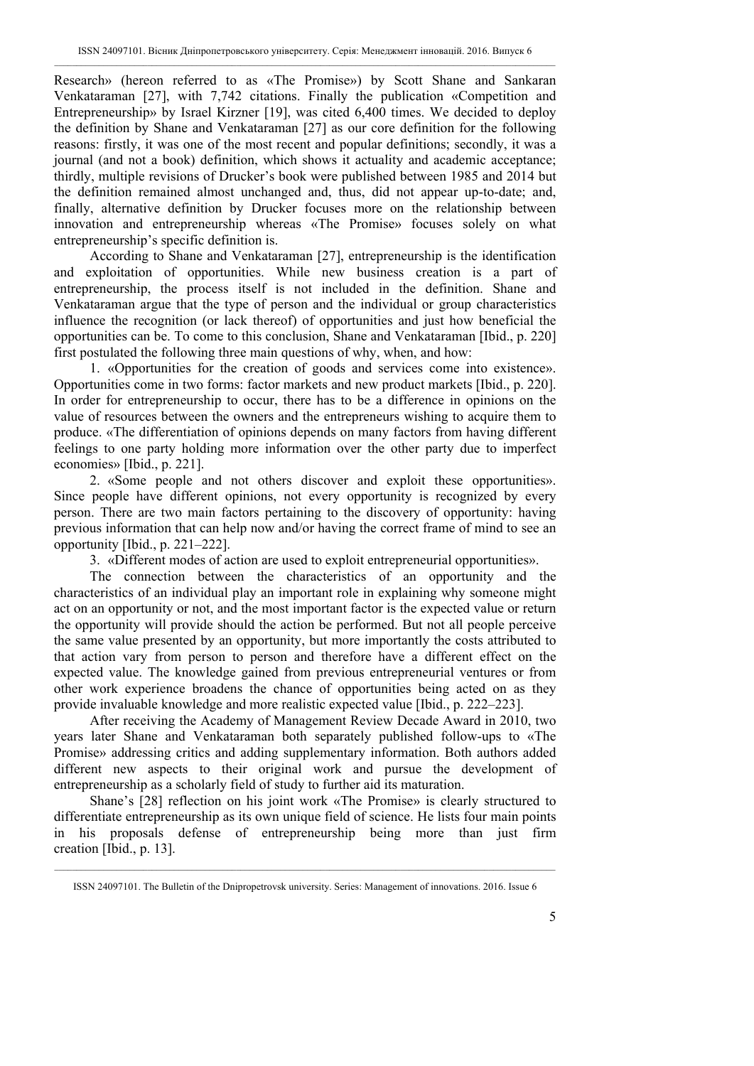Research» (hereon referred to as «The Promise») by Scott Shane and Sankaran Venkataraman [27], with 7,742 citations. Finally the publication «Competition and Entrepreneurship» by Israel Kirzner [19], was cited 6,400 times. We decided to deploy the definition by Shane and Venkataraman [27] as our core definition for the following reasons: firstly, it was one of the most recent and popular definitions; secondly, it was a journal (and not a book) definition, which shows it actuality and academic acceptance; thirdly, multiple revisions of Drucker's book were published between 1985 and 2014 but the definition remained almost unchanged and, thus, did not appear up-to-date; and, finally, alternative definition by Drucker focuses more on the relationship between innovation and entrepreneurship whereas «The Promise» focuses solely on what entrepreneurship's specific definition is.

According to Shane and Venkataraman [27], entrepreneurship is the identification and exploitation of opportunities. While new business creation is a part of entrepreneurship, the process itself is not included in the definition. Shane and Venkataraman argue that the type of person and the individual or group characteristics influence the recognition (or lack thereof) of opportunities and just how beneficial the opportunities can be. To come to this conclusion, Shane and Venkataraman [Ibid., p. 220] first postulated the following three main questions of why, when, and how:

1. «Opportunities for the creation of goods and services come into existence». Opportunities come in two forms: factor markets and new product markets [Ibid., p. 220]. In order for entrepreneurship to occur, there has to be a difference in opinions on the value of resources between the owners and the entrepreneurs wishing to acquire them to produce. «The differentiation of opinions depends on many factors from having different feelings to one party holding more information over the other party due to imperfect economies» [Ibid., p. 221].

2. «Some people and not others discover and exploit these opportunities». Since people have different opinions, not every opportunity is recognized by every person. There are two main factors pertaining to the discovery of opportunity: having previous information that can help now and/or having the correct frame of mind to see an opportunity [Ibid., p. 221–222].

3. «Different modes of action are used to exploit entrepreneurial opportunities».

The connection between the characteristics of an opportunity and the characteristics of an individual play an important role in explaining why someone might act on an opportunity or not, and the most important factor is the expected value or return the opportunity will provide should the action be performed. But not all people perceive the same value presented by an opportunity, but more importantly the costs attributed to that action vary from person to person and therefore have a different effect on the expected value. The knowledge gained from previous entrepreneurial ventures or from other work experience broadens the chance of opportunities being acted on as they provide invaluable knowledge and more realistic expected value [Ibid., p. 222–223].

After receiving the Academy of Management Review Decade Award in 2010, two years later Shane and Venkataraman both separately published follow-ups to «The Promise» addressing critics and adding supplementary information. Both authors added different new aspects to their original work and pursue the development of entrepreneurship as a scholarly field of study to further aid its maturation.

Shane's [28] reflection on his joint work «The Promise» is clearly structured to differentiate entrepreneurship as its own unique field of science. He lists four main points in his proposals defense of entrepreneurship being more than just firm creation [Ibid., p. 13].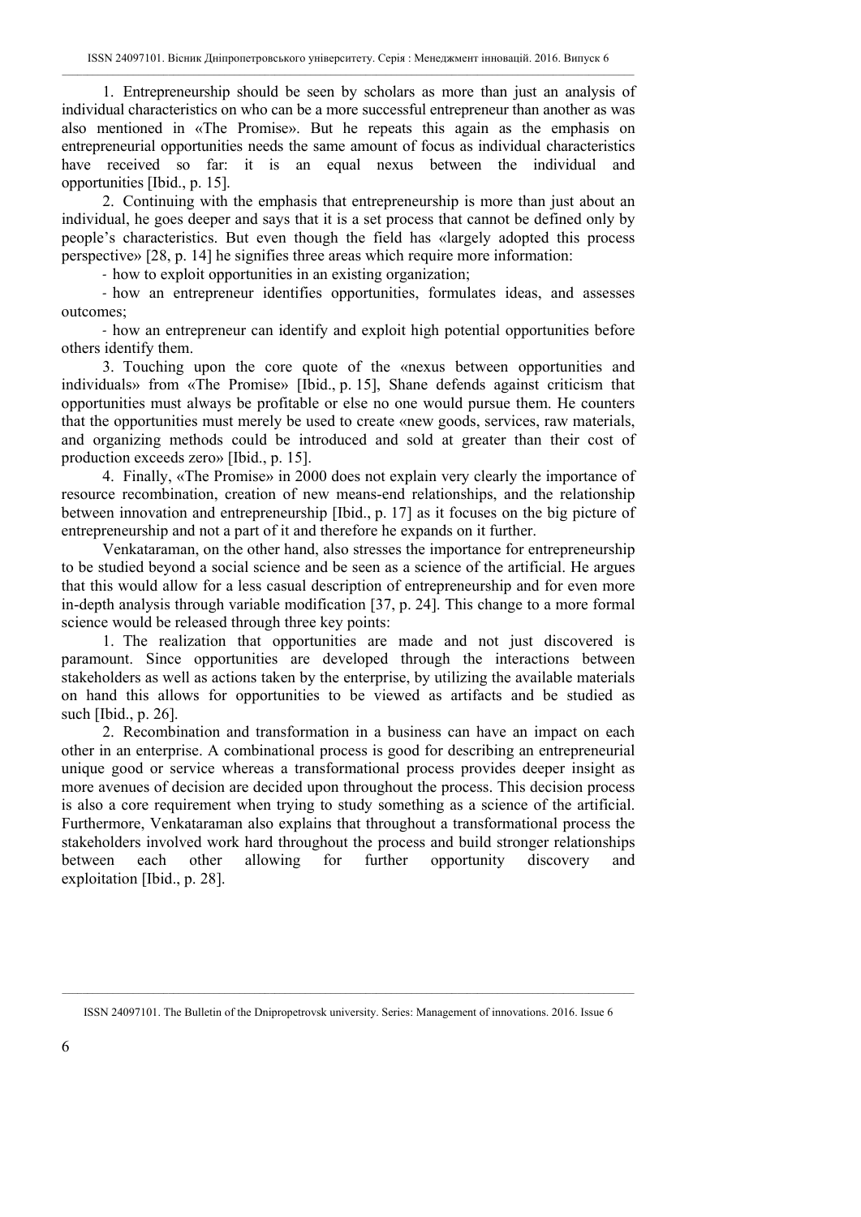1. Entrepreneurship should be seen by scholars as more than just an analysis of individual characteristics on who can be a more successful entrepreneur than another as was also mentioned in «The Promise». But he repeats this again as the emphasis on entrepreneurial opportunities needs the same amount of focus as individual characteristics have received so far: it is an equal nexus between the individual and opportunities [Ibid., p. 15].

2. Continuing with the emphasis that entrepreneurship is more than just about an individual, he goes deeper and says that it is a set process that cannot be defined only by people's characteristics. But even though the field has «largely adopted this process perspective» [28, p. 14] he signifies three areas which require more information:

- how to exploit opportunities in an existing organization;
- how an entrepreneur identifies opportunities, formulates ideas, and assesses outcomes;
- how an entrepreneur can identify and exploit high potential opportunities before others identify them.

3. Touching upon the core quote of the «nexus between opportunities and individuals» from «The Promise» [Ibid., p. 15], Shane defends against criticism that opportunities must always be profitable or else no one would pursue them. He counters that the opportunities must merely be used to create «new goods, services, raw materials, and organizing methods could be introduced and sold at greater than their cost of production exceeds zero» [Ibid., p. 15].

4. Finally, «The Promise» in 2000 does not explain very clearly the importance of resource recombination, creation of new means-end relationships, and the relationship between innovation and entrepreneurship [Ibid., p. 17] as it focuses on the big picture of entrepreneurship and not a part of it and therefore he expands on it further.

Venkataraman, on the other hand, also stresses the importance for entrepreneurship to be studied beyond a social science and be seen as a science of the artificial. He argues that this would allow for a less casual description of entrepreneurship and for even more in-depth analysis through variable modification [37, p. 24]. This change to a more formal science would be released through three key points:

1. The realization that opportunities are made and not just discovered is paramount. Since opportunities are developed through the interactions between stakeholders as well as actions taken by the enterprise, by utilizing the available materials on hand this allows for opportunities to be viewed as artifacts and be studied as such [Ibid., p. 26].

2. Recombination and transformation in a business can have an impact on each other in an enterprise. A combinational process is good for describing an entrepreneurial unique good or service whereas a transformational process provides deeper insight as more avenues of decision are decided upon throughout the process. This decision process is also a core requirement when trying to study something as a science of the artificial. Furthermore, Venkataraman also explains that throughout a transformational process the stakeholders involved work hard throughout the process and build stronger relationships between each other allowing for further opportunity discovery and exploitation [Ibid., p. 28].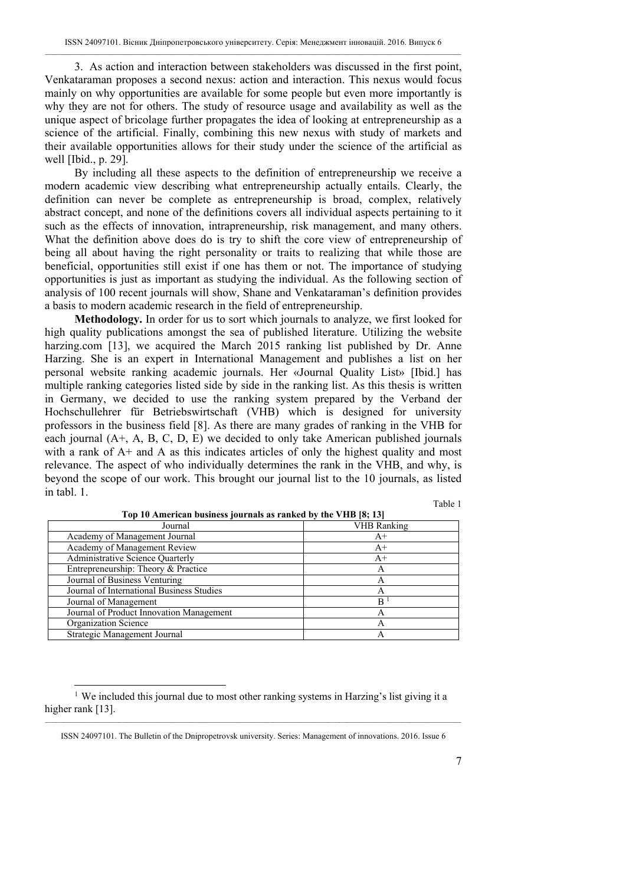3. As action and interaction between stakeholders was discussed in the first point, Venkataraman proposes a second nexus: action and interaction. This nexus would focus mainly on why opportunities are available for some people but even more importantly is why they are not for others. The study of resource usage and availability as well as the unique aspect of bricolage further propagates the idea of looking at entrepreneurship as a science of the artificial. Finally, combining this new nexus with study of markets and their available opportunities allows for their study under the science of the artificial as well [Ibid., p. 29].

By including all these aspects to the definition of entrepreneurship we receive a modern academic view describing what entrepreneurship actually entails. Clearly, the definition can never be complete as entrepreneurship is broad, complex, relatively abstract concept, and none of the definitions covers all individual aspects pertaining to it such as the effects of innovation, intrapreneurship, risk management, and many others. What the definition above does do is try to shift the core view of entrepreneurship of being all about having the right personality or traits to realizing that while those are beneficial, opportunities still exist if one has them or not. The importance of studying opportunities is just as important as studying the individual. As the following section of analysis of 100 recent journals will show, Shane and Venkataraman's definition provides a basis to modern academic research in the field of entrepreneurship.

**Methodology.** In order for us to sort which journals to analyze, we first looked for high quality publications amongst the sea of published literature. Utilizing the website harzing.com [13], we acquired the March 2015 ranking list published by Dr. Anne Harzing. She is an expert in International Management and publishes a list on her personal website ranking academic journals. Her «Journal Quality List» [Ibid.] has multiple ranking categories listed side by side in the ranking list. As this thesis is written in Germany, we decided to use the ranking system prepared by the Verband der Hochschullehrer für Betriebswirtschaft (VHB) which is designed for university professors in the business field [8]. As there are many grades of ranking in the VHB for each journal (A+, A, B, C, D, E) we decided to only take American published journals with a rank of A+ and A as this indicates articles of only the highest quality and most relevance. The aspect of who individually determines the rank in the VHB, and why, is beyond the scope of our work. This brought our journal list to the 10 journals, as listed in tabl. 1.

Table 1

**Top 10 American business journals as ranked by the VHB [8; 13]**

| Journal | VHB Ranking |
|---|---|
| Academy of Management Journal | A+ |
| Academy of Management Review | A+ |
| Administrative Science Quarterly | A+ |
| Entrepreneurship: Theory & Practice | A |
| Journal of Business Venturing | A |
| Journal of International Business Studies | A |
| Journal of Management | B [1] |
| Journal of Product Innovation Management | A |
| Organization Science | A |
| Strategic Management Journal | A |

[1] We included this journal due to most other ranking systems in Harzing's list giving it a higher rank [13].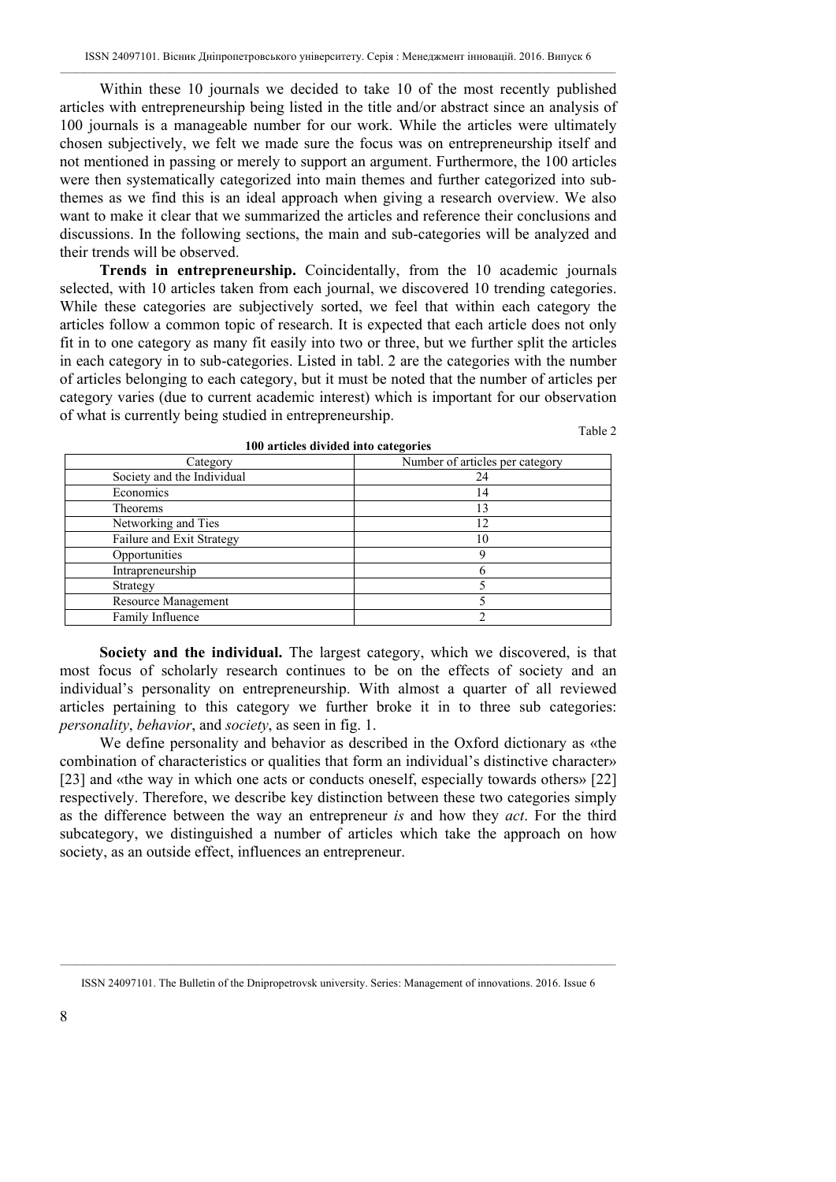Within these 10 journals we decided to take 10 of the most recently published articles with entrepreneurship being listed in the title and/or abstract since an analysis of 100 journals is a manageable number for our work. While the articles were ultimately chosen subjectively, we felt we made sure the focus was on entrepreneurship itself and not mentioned in passing or merely to support an argument. Furthermore, the 100 articles were then systematically categorized into main themes and further categorized into sub-themes as we find this is an ideal approach when giving a research overview. We also want to make it clear that we summarized the articles and reference their conclusions and discussions. In the following sections, the main and sub-categories will be analyzed and their trends will be observed.

**Trends in entrepreneurship.** Coincidentally, from the 10 academic journals selected, with 10 articles taken from each journal, we discovered 10 trending categories. While these categories are subjectively sorted, we feel that within each category the articles follow a common topic of research. It is expected that each article does not only fit in to one category as many fit easily into two or three, but we further split the articles in each category in to sub-categories. Listed in tabl. 2 are the categories with the number of articles belonging to each category, but it must be noted that the number of articles per category varies (due to current academic interest) which is important for our observation of what is currently being studied in entrepreneurship.

Table 2

**100 articles divided into categories**

| Category | Number of articles per category |
|---|---|
| Society and the Individual | 24 |
| Economics | 14 |
| Theorems | 13 |
| Networking and Ties | 12 |
| Failure and Exit Strategy | 10 |
| Opportunities | 9 |
| Intrapreneurship | 6 |
| Strategy | 5 |
| Resource Management | 5 |
| Family Influence | 2 |

**Society and the individual.** The largest category, which we discovered, is that most focus of scholarly research continues to be on the effects of society and an individual's personality on entrepreneurship. With almost a quarter of all reviewed articles pertaining to this category we further broke it in to three sub categories: *personality*, *behavior*, and *society*, as seen in fig. 1.

We define personality and behavior as described in the Oxford dictionary as «the combination of characteristics or qualities that form an individual's distinctive character» [23] and «the way in which one acts or conducts oneself, especially towards others» [22] respectively. Therefore, we describe key distinction between these two categories simply as the difference between the way an entrepreneur *is* and how they *act*. For the third subcategory, we distinguished a number of articles which take the approach on how society, as an outside effect, influences an entrepreneur.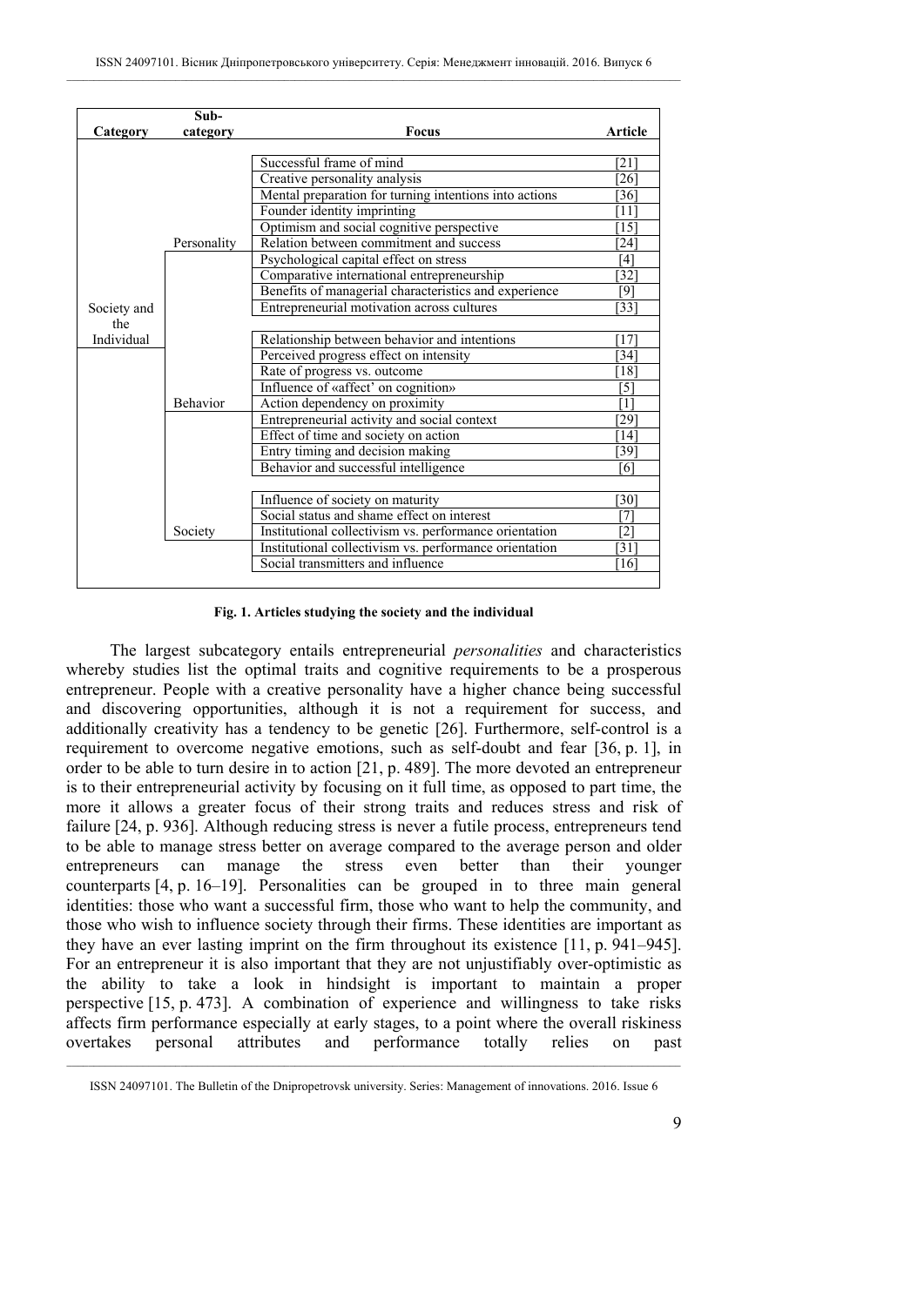| Category | Sub-category | Focus | Article |
|---|---|---|---|
| Society and the Individual | Personality | Successful frame of mind | [21] |
| | | Creative personality analysis | [26] |
| | | Mental preparation for turning intentions into actions | [36] |
| | | Founder identity imprinting | [11] |
| | | Optimism and social cognitive perspective | [15] |
| | | Relation between commitment and success | [24] |
| | | Psychological capital effect on stress | [4] |
| | | Comparative international entrepreneurship | [32] |
| | | Benefits of managerial characteristics and experience | [9] |
| | | Entrepreneurial motivation across cultures | [33] |
| | Behavior | Relationship between behavior and intentions | [17] |
| | | Perceived progress effect on intensity | [34] |
| | | Rate of progress vs. outcome | [18] |
| | | Influence of «affect' on cognition» | [5] |
| | | Action dependency on proximity | [1] |
| | | Entrepreneurial activity and social context | [29] |
| | | Effect of time and society on action | [14] |
| | | Entry timing and decision making | [39] |
| | | Behavior and successful intelligence | [6] |
| | Society | Influence of society on maturity | [30] |
| | | Social status and shame effect on interest | [7] |
| | | Institutional collectivism vs. performance orientation | [2] |
| | | Institutional collectivism vs. performance orientation | [31] |
| | | Social transmitters and influence | [16] |

**Fig. 1. Articles studying the society and the individual**

The largest subcategory entails entrepreneurial *personalities* and characteristics whereby studies list the optimal traits and cognitive requirements to be a prosperous entrepreneur. People with a creative personality have a higher chance being successful and discovering opportunities, although it is not a requirement for success, and additionally creativity has a tendency to be genetic [26]. Furthermore, self-control is a requirement to overcome negative emotions, such as self-doubt and fear [36, p. 1], in order to be able to turn desire in to action [21, p. 489]. The more devoted an entrepreneur is to their entrepreneurial activity by focusing on it full time, as opposed to part time, the more it allows a greater focus of their strong traits and reduces stress and risk of failure [24, p. 936]. Although reducing stress is never a futile process, entrepreneurs tend to be able to manage stress better on average compared to the average person and older entrepreneurs can manage the stress even better than their younger counterparts [4, p. 16–19]. Personalities can be grouped in to three main general identities: those who want a successful firm, those who want to help the community, and those who wish to influence society through their firms. These identities are important as they have an ever lasting imprint on the firm throughout its existence [11, p. 941–945]. For an entrepreneur it is also important that they are not unjustifiably over-optimistic as the ability to take a look in hindsight is important to maintain a proper perspective [15, p. 473]. A combination of experience and willingness to take risks affects firm performance especially at early stages, to a point where the overall riskiness overtakes personal attributes and performance totally relies on past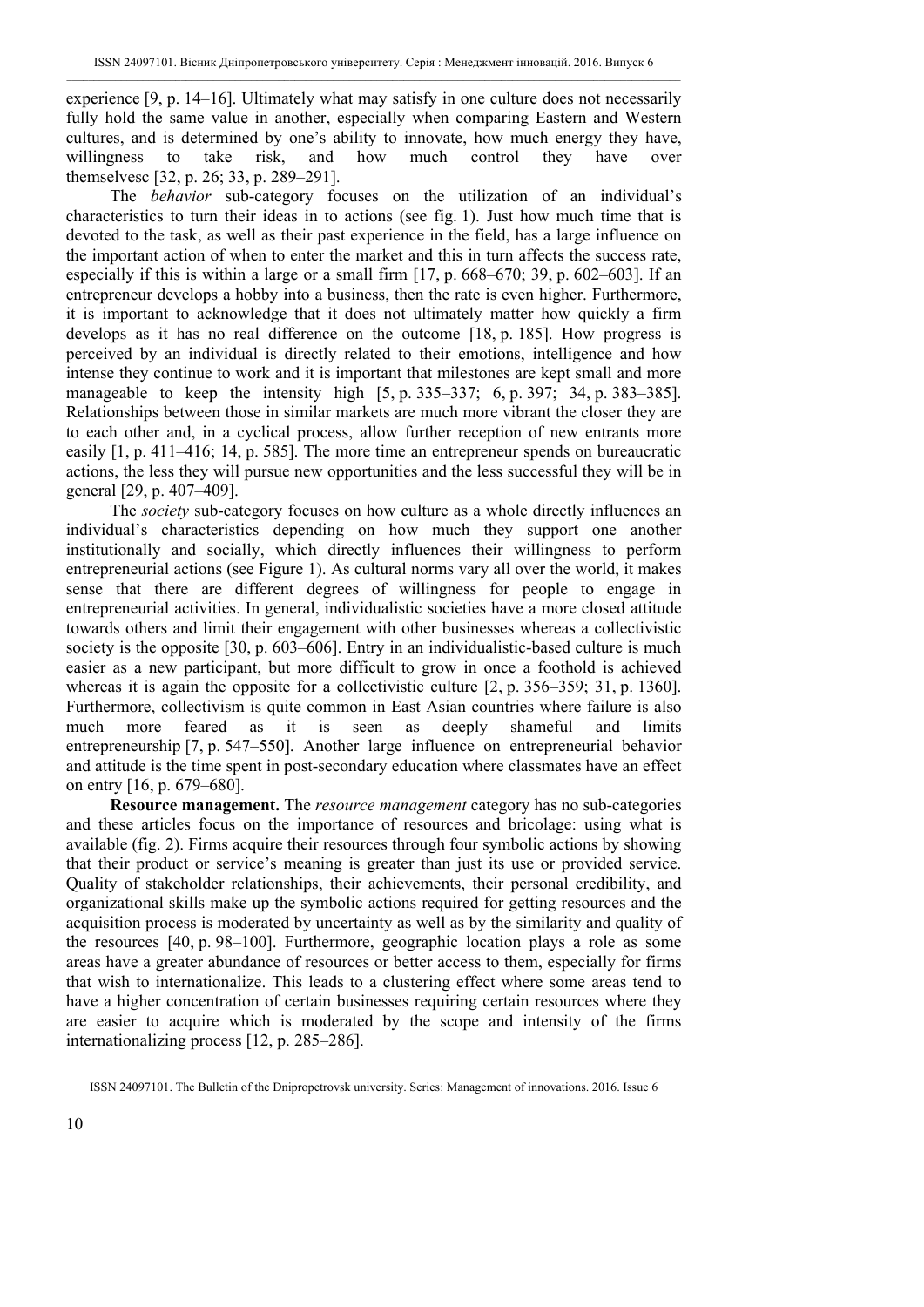experience [9, p. 14–16]. Ultimately what may satisfy in one culture does not necessarily fully hold the same value in another, especially when comparing Eastern and Western cultures, and is determined by one's ability to innovate, how much energy they have, willingness to take risk, and how much control they have over themselvesc [32, p. 26; 33, p. 289–291].

The *behavior* sub-category focuses on the utilization of an individual's characteristics to turn their ideas in to actions (see fig. 1). Just how much time that is devoted to the task, as well as their past experience in the field, has a large influence on the important action of when to enter the market and this in turn affects the success rate, especially if this is within a large or a small firm [17, p. 668–670; 39, p. 602–603]. If an entrepreneur develops a hobby into a business, then the rate is even higher. Furthermore, it is important to acknowledge that it does not ultimately matter how quickly a firm develops as it has no real difference on the outcome [18, p. 185]. How progress is perceived by an individual is directly related to their emotions, intelligence and how intense they continue to work and it is important that milestones are kept small and more manageable to keep the intensity high [5, p. 335–337; 6, p. 397; 34, p. 383–385]. Relationships between those in similar markets are much more vibrant the closer they are to each other and, in a cyclical process, allow further reception of new entrants more easily [1, p. 411–416; 14, p. 585]. The more time an entrepreneur spends on bureaucratic actions, the less they will pursue new opportunities and the less successful they will be in general [29, p. 407–409].

The *society* sub-category focuses on how culture as a whole directly influences an individual's characteristics depending on how much they support one another institutionally and socially, which directly influences their willingness to perform entrepreneurial actions (see Figure 1). As cultural norms vary all over the world, it makes sense that there are different degrees of willingness for people to engage in entrepreneurial activities. In general, individualistic societies have a more closed attitude towards others and limit their engagement with other businesses whereas a collectivistic society is the opposite [30, p. 603–606]. Entry in an individualistic-based culture is much easier as a new participant, but more difficult to grow in once a foothold is achieved whereas it is again the opposite for a collectivistic culture [2, p. 356–359; 31, p. 1360]. Furthermore, collectivism is quite common in East Asian countries where failure is also much more feared as it is seen as deeply shameful and limits entrepreneurship [7, p. 547–550]. Another large influence on entrepreneurial behavior and attitude is the time spent in post-secondary education where classmates have an effect on entry [16, p. 679–680].

**Resource management.** The *resource management* category has no sub-categories and these articles focus on the importance of resources and bricolage: using what is available (fig. 2). Firms acquire their resources through four symbolic actions by showing that their product or service's meaning is greater than just its use or provided service. Quality of stakeholder relationships, their achievements, their personal credibility, and organizational skills make up the symbolic actions required for getting resources and the acquisition process is moderated by uncertainty as well as by the similarity and quality of the resources [40, p. 98–100]. Furthermore, geographic location plays a role as some areas have a greater abundance of resources or better access to them, especially for firms that wish to internationalize. This leads to a clustering effect where some areas tend to have a higher concentration of certain businesses requiring certain resources where they are easier to acquire which is moderated by the scope and intensity of the firms internationalizing process [12, p. 285–286].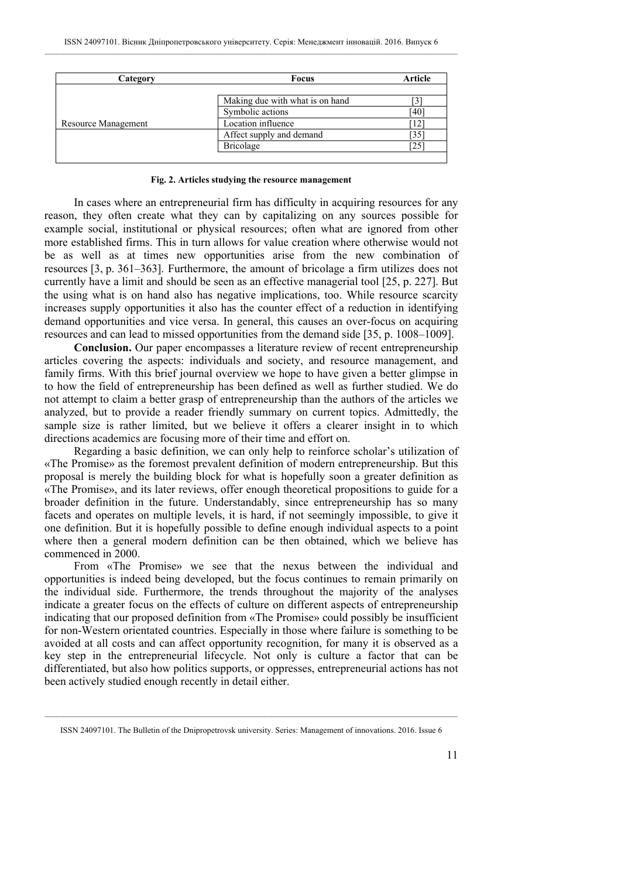| Category | Focus | Article |
|---|---|---|
| Resource Management | Making due with what is on hand | [3] |
| | Symbolic actions | [40] |
| | Location influence | [12] |
| | Affect supply and demand | [35] |
| | Bricolage | [25] |

**Fig. 2. Articles studying the resource management**

In cases where an entrepreneurial firm has difficulty in acquiring resources for any reason, they often create what they can by capitalizing on any sources possible for example social, institutional or physical resources; often what are ignored from other more established firms. This in turn allows for value creation where otherwise would not be as well as at times new opportunities arise from the new combination of resources [3, p. 361–363]. Furthermore, the amount of bricolage a firm utilizes does not currently have a limit and should be seen as an effective managerial tool [25, p. 227]. But the using what is on hand also has negative implications, too. While resource scarcity increases supply opportunities it also has the counter effect of a reduction in identifying demand opportunities and vice versa. In general, this causes an over-focus on acquiring resources and can lead to missed opportunities from the demand side [35, p. 1008–1009].

**Conclusion.** Our paper encompasses a literature review of recent entrepreneurship articles covering the aspects: individuals and society, and resource management, and family firms. With this brief journal overview we hope to have given a better glimpse in to how the field of entrepreneurship has been defined as well as further studied. We do not attempt to claim a better grasp of entrepreneurship than the authors of the articles we analyzed, but to provide a reader friendly summary on current topics. Admittedly, the sample size is rather limited, but we believe it offers a clearer insight in to which directions academics are focusing more of their time and effort on.

Regarding a basic definition, we can only help to reinforce scholar's utilization of «The Promise» as the foremost prevalent definition of modern entrepreneurship. But this proposal is merely the building block for what is hopefully soon a greater definition as «The Promise», and its later reviews, offer enough theoretical propositions to guide for a broader definition in the future. Understandably, since entrepreneurship has so many facets and operates on multiple levels, it is hard, if not seemingly impossible, to give it one definition. But it is hopefully possible to define enough individual aspects to a point where then a general modern definition can be then obtained, which we believe has commenced in 2000.

From «The Promise» we see that the nexus between the individual and opportunities is indeed being developed, but the focus continues to remain primarily on the individual side. Furthermore, the trends throughout the majority of the analyses indicate a greater focus on the effects of culture on different aspects of entrepreneurship indicating that our proposed definition from «The Promise» could possibly be insufficient for non-Western orientated countries. Especially in those where failure is something to be avoided at all costs and can affect opportunity recognition, for many it is observed as a key step in the entrepreneurial lifecycle. Not only is culture a factor that can be differentiated, but also how politics supports, or oppresses, entrepreneurial actions has not been actively studied enough recently in detail either.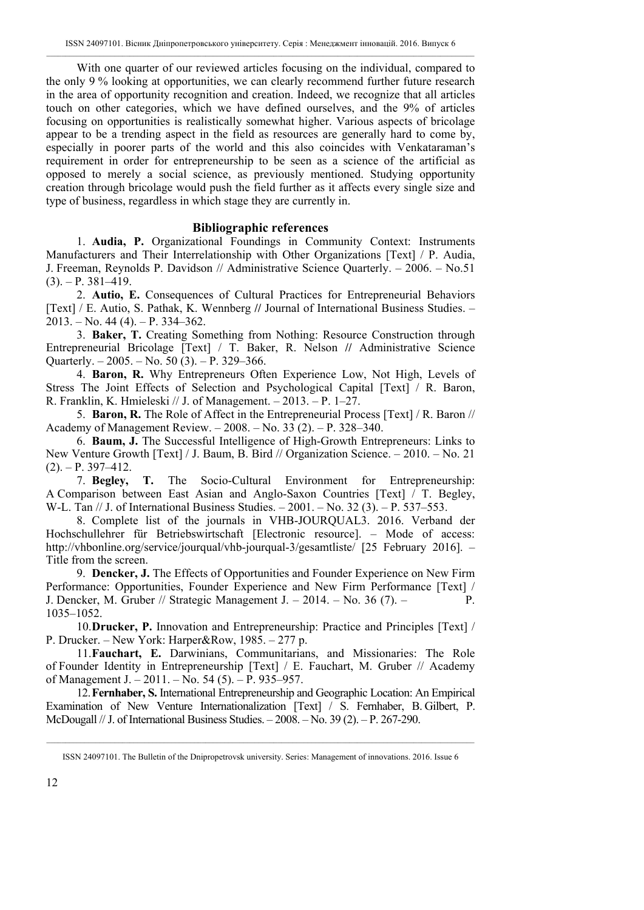With one quarter of our reviewed articles focusing on the individual, compared to the only 9 % looking at opportunities, we can clearly recommend further future research in the area of opportunity recognition and creation. Indeed, we recognize that all articles touch on other categories, which we have defined ourselves, and the 9% of articles focusing on opportunities is realistically somewhat higher. Various aspects of bricolage appear to be a trending aspect in the field as resources are generally hard to come by, especially in poorer parts of the world and this also coincides with Venkataraman's requirement in order for entrepreneurship to be seen as a science of the artificial as opposed to merely a social science, as previously mentioned. Studying opportunity creation through bricolage would push the field further as it affects every single size and type of business, regardless in which stage they are currently in.

## Bibliographic references

1. **Audia, P.** Organizational Foundings in Community Context: Instruments Manufacturers and Their Interrelationship with Other Organizations [Text] / P. Audia, J. Freeman, Reynolds P. Davidson // Administrative Science Quarterly. – 2006. – No.51 (3). – P. 381–419.

2. **Autio, E.** Consequences of Cultural Practices for Entrepreneurial Behaviors [Text] / E. Autio, S. Pathak, K. Wennberg // Journal of International Business Studies. – 2013. – No. 44 (4). – P. 334–362.

3. **Baker, T.** Creating Something from Nothing: Resource Construction through Entrepreneurial Bricolage [Text] / T. Baker, R. Nelson // Administrative Science Quarterly. – 2005. – No. 50 (3). – P. 329–366.

4. **Baron, R.** Why Entrepreneurs Often Experience Low, Not High, Levels of Stress The Joint Effects of Selection and Psychological Capital [Text] / R. Baron, R. Franklin, K. Hmieleski // J. of Management. – 2013. – P. 1–27.

5. **Baron, R.** The Role of Affect in the Entrepreneurial Process [Text] / R. Baron // Academy of Management Review. – 2008. – No. 33 (2). – P. 328–340.

6. **Baum, J.** The Successful Intelligence of High-Growth Entrepreneurs: Links to New Venture Growth [Text] / J. Baum, B. Bird // Organization Science. – 2010. – No. 21 (2). – P. 397–412.

7. **Begley, T.** The Socio-Cultural Environment for Entrepreneurship: A Comparison between East Asian and Anglo-Saxon Countries [Text] / T. Begley, W-L. Tan // J. of International Business Studies. – 2001. – No. 32 (3). – P. 537–553.

8. Complete list of the journals in VHB-JOURQUAL3. 2016. Verband der Hochschullehrer für Betriebswirtschaft [Electronic resource]. – Mode of access: http://vhbonline.org/service/jourqual/vhb-jourqual-3/gesamtliste/ [25 February 2016]. – Title from the screen.

9. **Dencker, J.** The Effects of Opportunities and Founder Experience on New Firm Performance: Opportunities, Founder Experience and New Firm Performance [Text] / J. Dencker, M. Gruber // Strategic Management J. – 2014. – No. 36 (7). – P. 1035–1052.

10. **Drucker, P.** Innovation and Entrepreneurship: Practice and Principles [Text] / P. Drucker. – New York: Harper&Row, 1985. – 277 p.

11. **Fauchart, E.** Darwinians, Communitarians, and Missionaries: The Role of Founder Identity in Entrepreneurship [Text] / E. Fauchart, M. Gruber // Academy of Management J. – 2011. – No. 54 (5). – P. 935–957.

12. **Fernhaber, S.** International Entrepreneurship and Geographic Location: An Empirical Examination of New Venture Internationalization [Text] / S. Fernhaber, B. Gilbert, P. McDougall // J. of International Business Studies. – 2008. – No. 39 (2). – P. 267-290.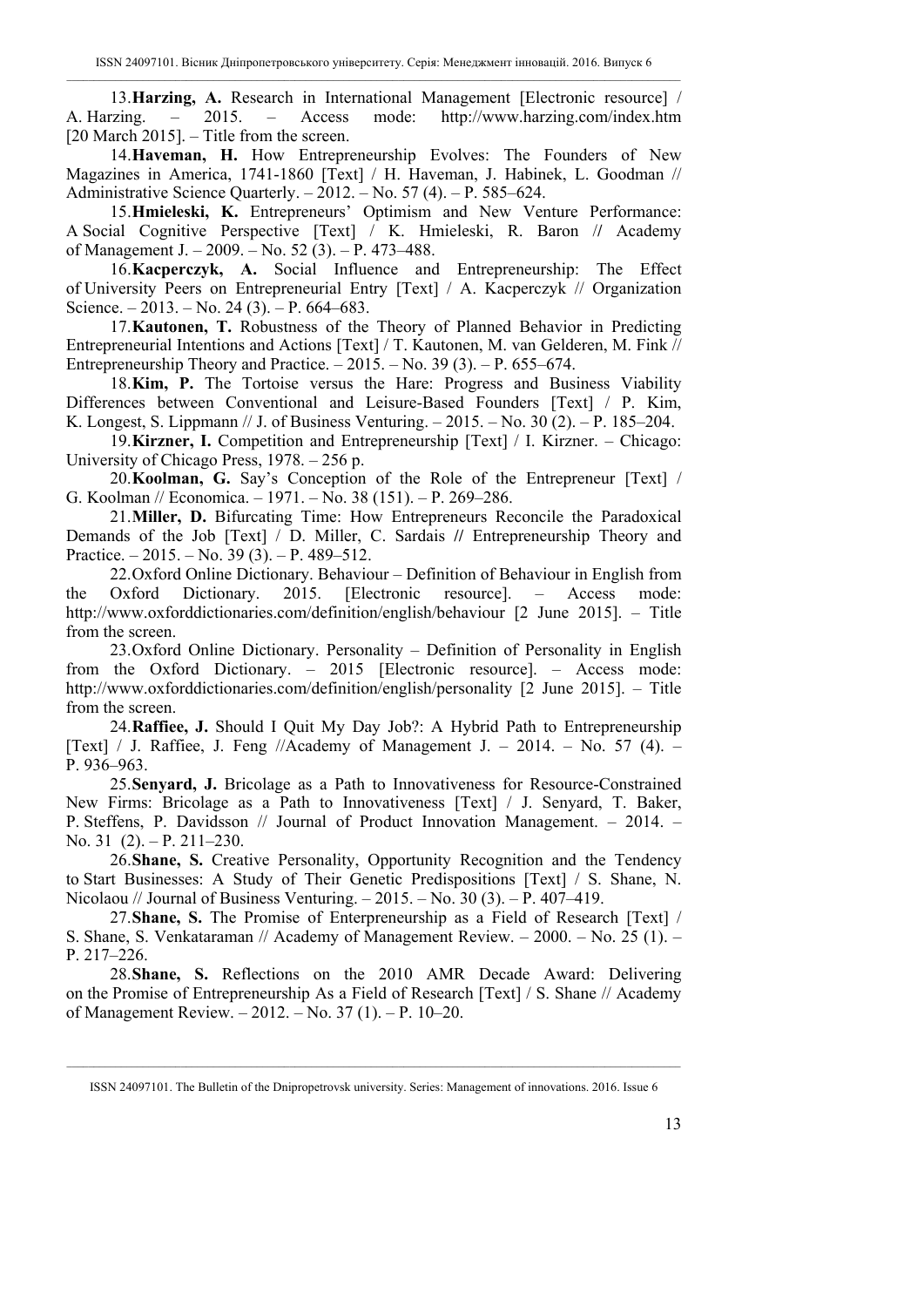13. **Harzing, A.** Research in International Management [Electronic resource] / A. Harzing. – 2015. – Access mode: http://www.harzing.com/index.htm [20 March 2015]. – Title from the screen.

14. **Haveman, H.** How Entrepreneurship Evolves: The Founders of New Magazines in America, 1741-1860 [Text] / H. Haveman, J. Habinek, L. Goodman // Administrative Science Quarterly. – 2012. – No. 57 (4). – P. 585–624.

15. **Hmieleski, K.** Entrepreneurs' Optimism and New Venture Performance: A Social Cognitive Perspective [Text] / K. Hmieleski, R. Baron // Academy of Management J. – 2009. – No. 52 (3). – P. 473–488.

16. **Kacperczyk, A.** Social Influence and Entrepreneurship: The Effect of University Peers on Entrepreneurial Entry [Text] / A. Kacperczyk // Organization Science. – 2013. – No. 24 (3). – P. 664–683.

17. **Kautonen, T.** Robustness of the Theory of Planned Behavior in Predicting Entrepreneurial Intentions and Actions [Text] / T. Kautonen, M. van Gelderen, M. Fink // Entrepreneurship Theory and Practice. – 2015. – No. 39 (3). – P. 655–674.

18. **Kim, P.** The Tortoise versus the Hare: Progress and Business Viability Differences between Conventional and Leisure-Based Founders [Text] / P. Kim, K. Longest, S. Lippmann // J. of Business Venturing. – 2015. – No. 30 (2). – P. 185–204.

19. **Kirzner, I.** Competition and Entrepreneurship [Text] / I. Kirzner. – Chicago: University of Chicago Press, 1978. – 256 p.

20. **Koolman, G.** Say's Conception of the Role of the Entrepreneur [Text] / G. Koolman // Economica. – 1971. – No. 38 (151). – P. 269–286.

21. **Miller, D.** Bifurcating Time: How Entrepreneurs Reconcile the Paradoxical Demands of the Job [Text] / D. Miller, C. Sardais // Entrepreneurship Theory and Practice. – 2015. – No. 39 (3). – P. 489–512.

22. Oxford Online Dictionary. Behaviour – Definition of Behaviour in English from the Oxford Dictionary. 2015. [Electronic resource]. – Access mode: http://www.oxforddictionaries.com/definition/english/behaviour [2 June 2015]. – Title from the screen.

23. Oxford Online Dictionary. Personality – Definition of Personality in English from the Oxford Dictionary. – 2015 [Electronic resource]. – Access mode: http://www.oxforddictionaries.com/definition/english/personality [2 June 2015]. – Title from the screen.

24. **Raffiee, J.** Should I Quit My Day Job?: A Hybrid Path to Entrepreneurship [Text] / J. Raffiee, J. Feng //Academy of Management J. – 2014. – No. 57 (4). – P. 936–963.

25. **Senyard, J.** Bricolage as a Path to Innovativeness for Resource-Constrained New Firms: Bricolage as a Path to Innovativeness [Text] / J. Senyard, T. Baker, P. Steffens, P. Davidsson // Journal of Product Innovation Management. – 2014. – No. 31 (2). – P. 211–230.

26. **Shane, S.** Creative Personality, Opportunity Recognition and the Tendency to Start Businesses: A Study of Their Genetic Predispositions [Text] / S. Shane, N. Nicolaou // Journal of Business Venturing. – 2015. – No. 30 (3). – P. 407–419.

27. **Shane, S.** The Promise of Enterpreneurship as a Field of Research [Text] / S. Shane, S. Venkataraman // Academy of Management Review. – 2000. – No. 25 (1). – P. 217–226.

28. **Shane, S.** Reflections on the 2010 AMR Decade Award: Delivering on the Promise of Entrepreneurship As a Field of Research [Text] / S. Shane // Academy of Management Review. – 2012. – No. 37 (1). – P. 10–20.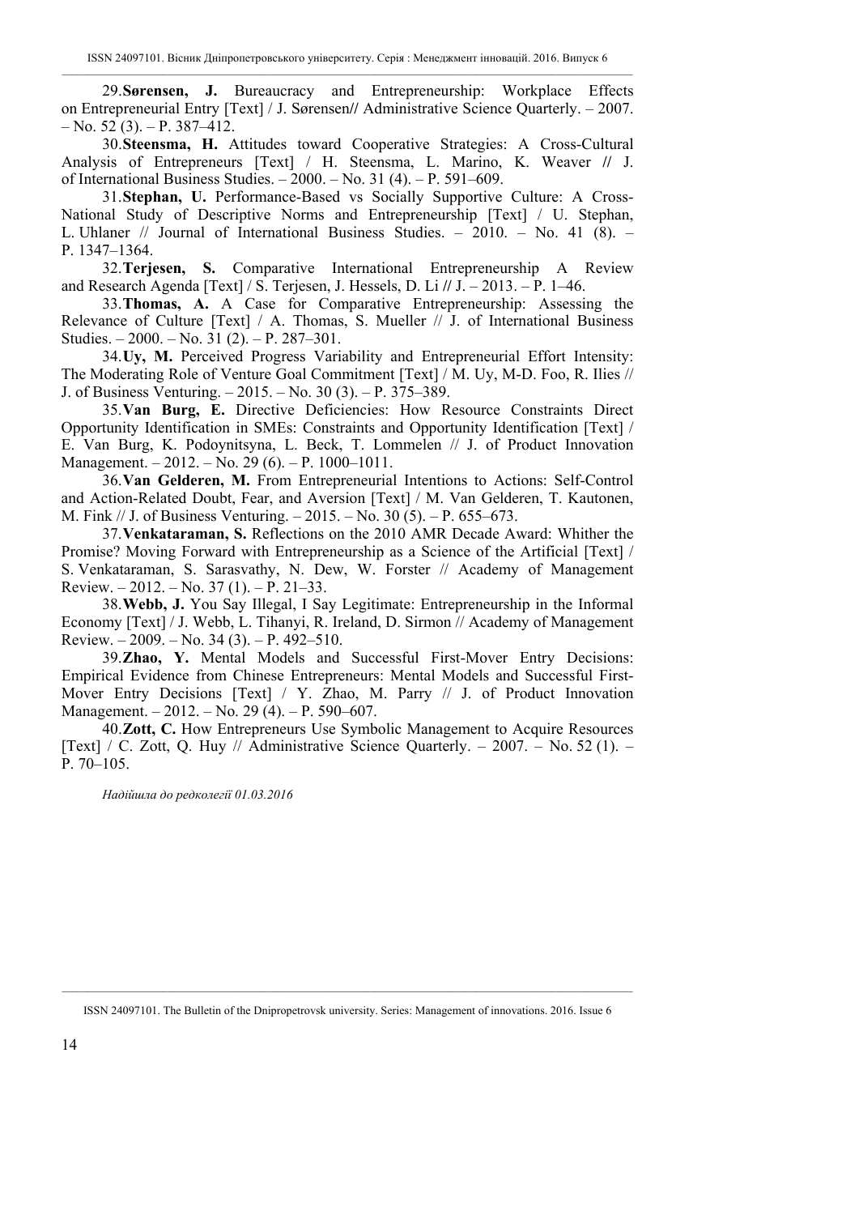29.**Sørensen, J.** Bureaucracy and Entrepreneurship: Workplace Effects on Entrepreneurial Entry [Text] / J. Sørensen// Administrative Science Quarterly. – 2007. – No. 52 (3). – P. 387–412.

30.**Steensma, H.** Attitudes toward Cooperative Strategies: A Cross-Cultural Analysis of Entrepreneurs [Text] / H. Steensma, L. Marino, K. Weaver // J. of International Business Studies. – 2000. – No. 31 (4). – P. 591–609.

31.**Stephan, U.** Performance-Based vs Socially Supportive Culture: A Cross-National Study of Descriptive Norms and Entrepreneurship [Text] / U. Stephan, L. Uhlaner // Journal of International Business Studies. – 2010. – No. 41 (8). – P. 1347–1364.

32.**Terjesen, S.** Comparative International Entrepreneurship A Review and Research Agenda [Text] / S. Terjesen, J. Hessels, D. Li // J. – 2013. – P. 1–46.

33.**Thomas, A.** A Case for Comparative Entrepreneurship: Assessing the Relevance of Culture [Text] / A. Thomas, S. Mueller // J. of International Business Studies. – 2000. – No. 31 (2). – P. 287–301.

34.**Uy, M.** Perceived Progress Variability and Entrepreneurial Effort Intensity: The Moderating Role of Venture Goal Commitment [Text] / M. Uy, M-D. Foo, R. Ilies // J. of Business Venturing. – 2015. – No. 30 (3). – P. 375–389.

35.**Van Burg, E.** Directive Deficiencies: How Resource Constraints Direct Opportunity Identification in SMEs: Constraints and Opportunity Identification [Text] / E. Van Burg, K. Podoynitsyna, L. Beck, T. Lommelen // J. of Product Innovation Management. – 2012. – No. 29 (6). – P. 1000–1011.

36.**Van Gelderen, M.** From Entrepreneurial Intentions to Actions: Self-Control and Action-Related Doubt, Fear, and Aversion [Text] / M. Van Gelderen, T. Kautonen, M. Fink // J. of Business Venturing. – 2015. – No. 30 (5). – P. 655–673.

37.**Venkataraman, S.** Reflections on the 2010 AMR Decade Award: Whither the Promise? Moving Forward with Entrepreneurship as a Science of the Artificial [Text] / S. Venkataraman, S. Sarasvathy, N. Dew, W. Forster // Academy of Management Review. – 2012. – No. 37 (1). – P. 21–33.

38.**Webb, J.** You Say Illegal, I Say Legitimate: Entrepreneurship in the Informal Economy [Text] / J. Webb, L. Tihanyi, R. Ireland, D. Sirmon // Academy of Management Review. – 2009. – No. 34 (3). – P. 492–510.

39.**Zhao, Y.** Mental Models and Successful First-Mover Entry Decisions: Empirical Evidence from Chinese Entrepreneurs: Mental Models and Successful First-Mover Entry Decisions [Text] / Y. Zhao, M. Parry // J. of Product Innovation Management. – 2012. – No. 29 (4). – P. 590–607.

40.**Zott, C.** How Entrepreneurs Use Symbolic Management to Acquire Resources [Text] / C. Zott, Q. Huy // Administrative Science Quarterly. – 2007. – No. 52 (1). – P. 70–105.

*Надійшла до редколегії 01.03.2016*